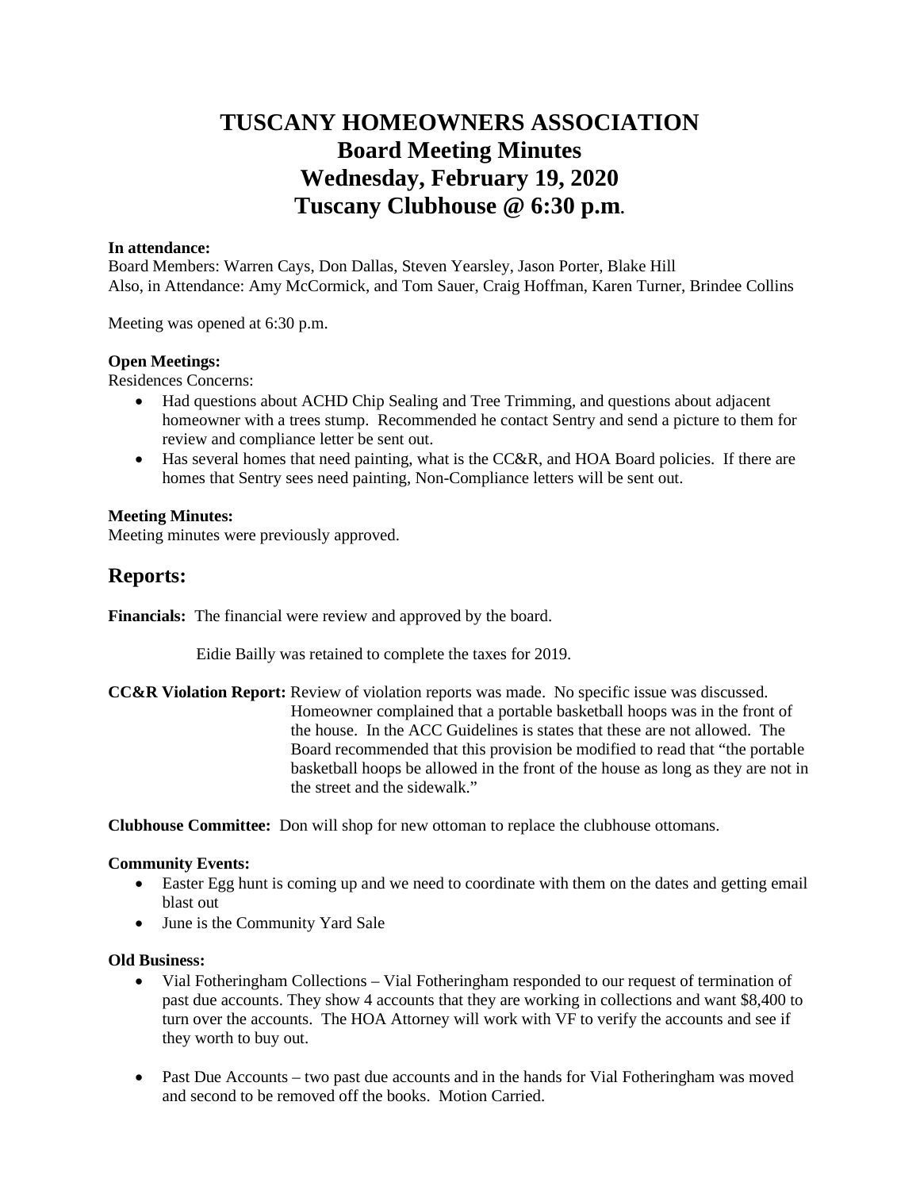# TUSCANY HOMEOWNERS ASSOCIATION
# Board Meeting Minutes
# Wednesday, February 19, 2020
# Tuscany Clubhouse @ 6:30 p.m.

**In attendance:**
Board Members: Warren Cays, Don Dallas, Steven Yearsley, Jason Porter, Blake Hill
Also, in Attendance: Amy McCormick, and Tom Sauer, Craig Hoffman, Karen Turner, Brindee Collins

Meeting was opened at 6:30 p.m.

**Open Meetings:**
Residences Concerns:

- Had questions about ACHD Chip Sealing and Tree Trimming, and questions about adjacent homeowner with a trees stump. Recommended he contact Sentry and send a picture to them for review and compliance letter be sent out.
- Has several homes that need painting, what is the CC&R, and HOA Board policies. If there are homes that Sentry sees need painting, Non-Compliance letters will be sent out.

**Meeting Minutes:**
Meeting minutes were previously approved.

## Reports:

**Financials:** The financial were review and approved by the board.

Eidie Bailly was retained to complete the taxes for 2019.

**CC&R Violation Report:** Review of violation reports was made. No specific issue was discussed. Homeowner complained that a portable basketball hoops was in the front of the house. In the ACC Guidelines is states that these are not allowed. The Board recommended that this provision be modified to read that "the portable basketball hoops be allowed in the front of the house as long as they are not in the street and the sidewalk."

**Clubhouse Committee:** Don will shop for new ottoman to replace the clubhouse ottomans.

**Community Events:**

- Easter Egg hunt is coming up and we need to coordinate with them on the dates and getting email blast out
- June is the Community Yard Sale

**Old Business:**

- Vial Fotheringham Collections – Vial Fotheringham responded to our request of termination of past due accounts. They show 4 accounts that they are working in collections and want $8,400 to turn over the accounts. The HOA Attorney will work with VF to verify the accounts and see if they worth to buy out.

- Past Due Accounts – two past due accounts and in the hands for Vial Fotheringham was moved and second to be removed off the books. Motion Carried.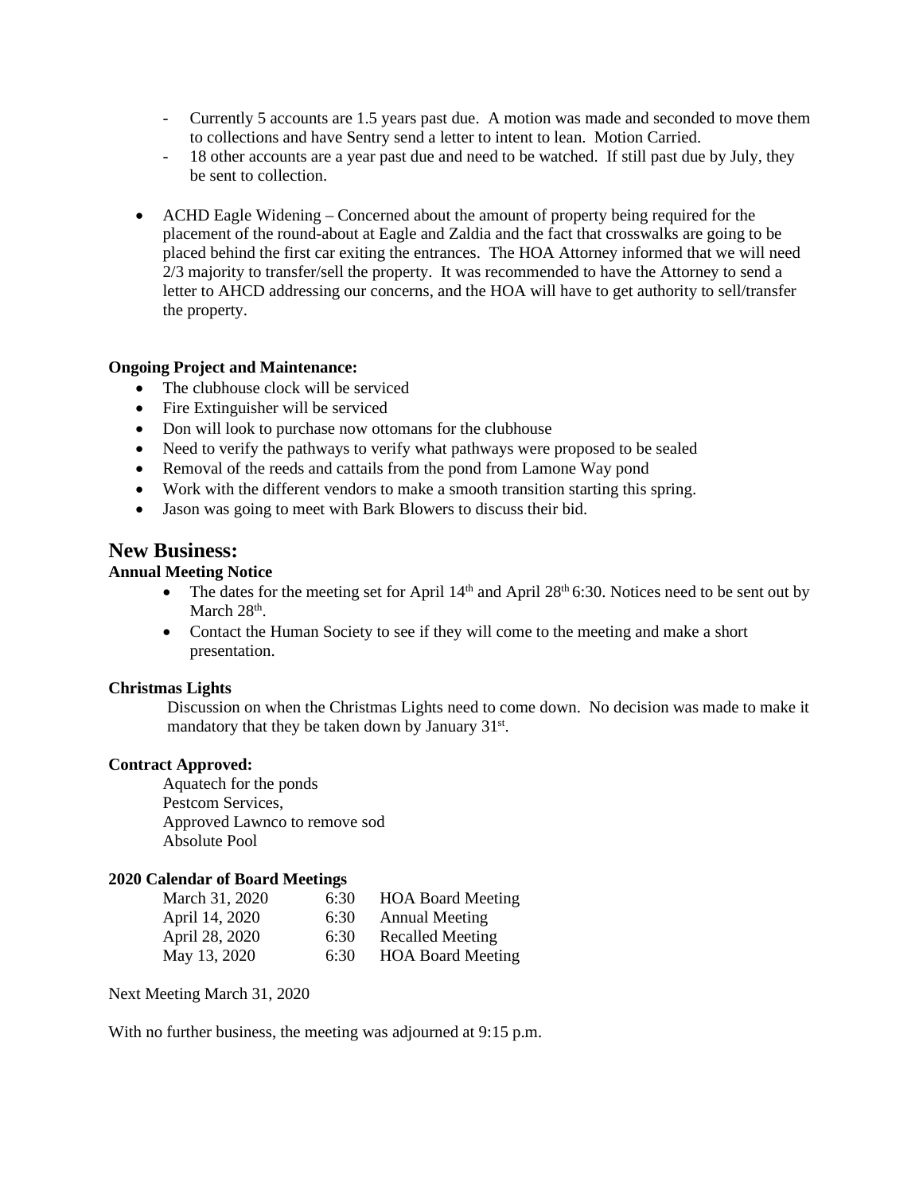- Currently 5 accounts are 1.5 years past due. A motion was made and seconded to move them to collections and have Sentry send a letter to intent to lean. Motion Carried.
  - 18 other accounts are a year past due and need to be watched. If still past due by July, they be sent to collection.

- ACHD Eagle Widening – Concerned about the amount of property being required for the placement of the round-about at Eagle and Zaldia and the fact that crosswalks are going to be placed behind the first car exiting the entrances. The HOA Attorney informed that we will need 2/3 majority to transfer/sell the property. It was recommended to have the Attorney to send a letter to AHCD addressing our concerns, and the HOA will have to get authority to sell/transfer the property.

**Ongoing Project and Maintenance:**

- The clubhouse clock will be serviced
- Fire Extinguisher will be serviced
- Don will look to purchase now ottomans for the clubhouse
- Need to verify the pathways to verify what pathways were proposed to be sealed
- Removal of the reeds and cattails from the pond from Lamone Way pond
- Work with the different vendors to make a smooth transition starting this spring.
- Jason was going to meet with Bark Blowers to discuss their bid.

## New Business:

**Annual Meeting Notice**

- The dates for the meeting set for April 14th and April 28th 6:30. Notices need to be sent out by March 28th.
- Contact the Human Society to see if they will come to the meeting and make a short presentation.

**Christmas Lights**

Discussion on when the Christmas Lights need to come down. No decision was made to make it mandatory that they be taken down by January 31st.

**Contract Approved:**

Aquatech for the ponds
Pestcom Services,
Approved Lawnco to remove sod
Absolute Pool

**2020 Calendar of Board Meetings**

| | | |
|---|---|---|
| March 31, 2020 | 6:30 | HOA Board Meeting |
| April 14, 2020 | 6:30 | Annual Meeting |
| April 28, 2020 | 6:30 | Recalled Meeting |
| May 13, 2020 | 6:30 | HOA Board Meeting |

Next Meeting March 31, 2020

With no further business, the meeting was adjourned at 9:15 p.m.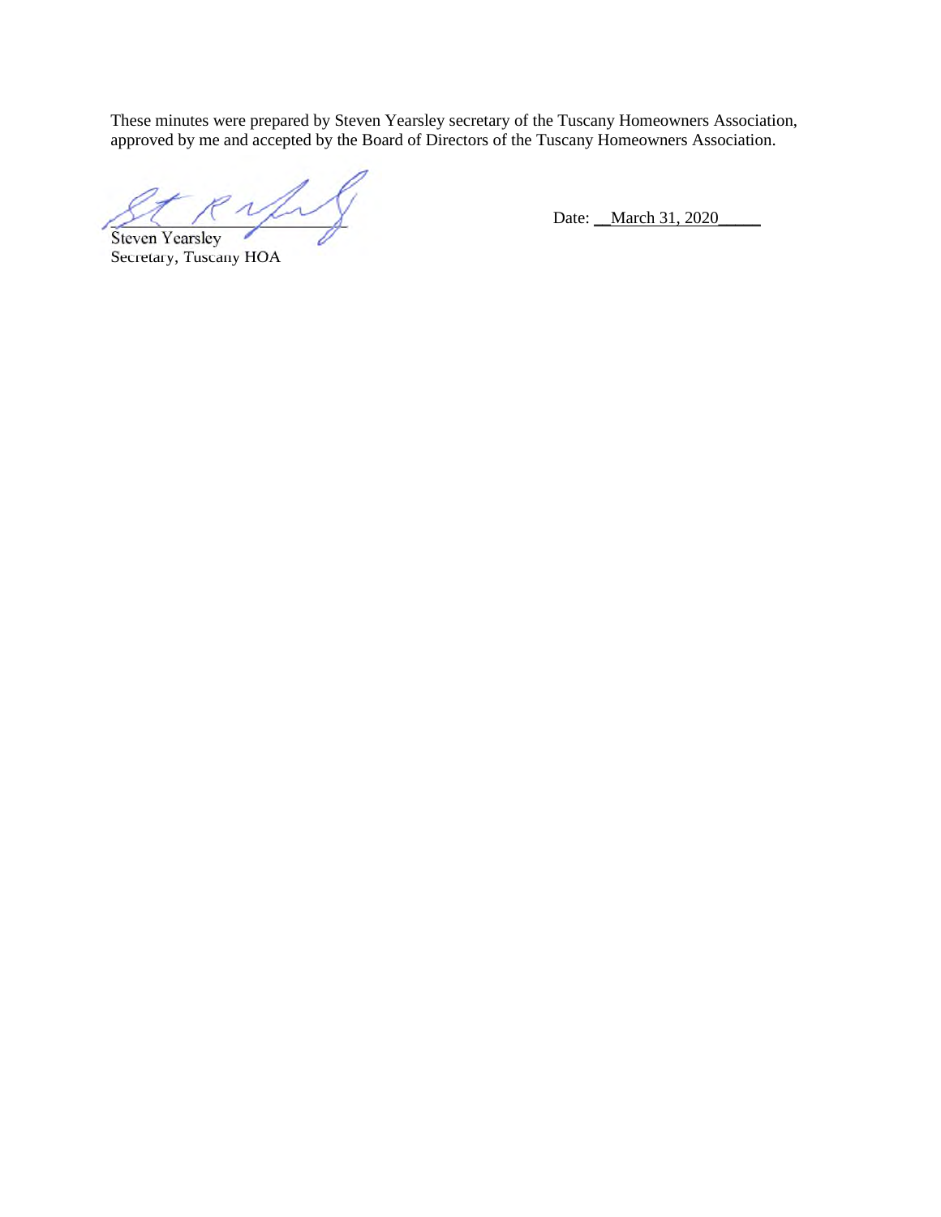These minutes were prepared by Steven Yearsley secretary of the Tuscany Homeowners Association, approved by me and accepted by the Board of Directors of the Tuscany Homeowners Association.

_______________________________

Steven Yearsley
Secretary, Tuscany HOA

Date: __March 31, 2020_____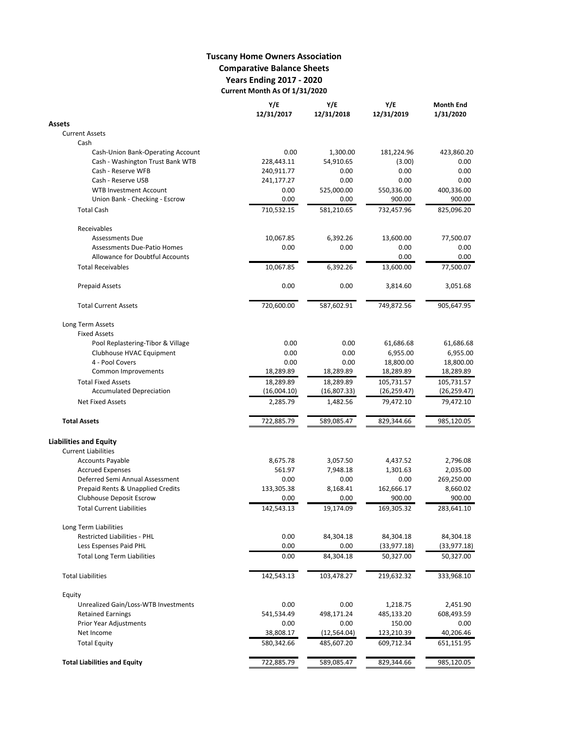# Tuscany Home Owners Association
## Comparative Balance Sheets
### Years Ending 2017 - 2020
#### Current Month As Of 1/31/2020

| | Y/E 12/31/2017 | Y/E 12/31/2018 | Y/E 12/31/2019 | Month End 1/31/2020 |
|---|---|---|---|---|
| **Assets** | | | | |
| Current Assets | | | | |
| Cash | | | | |
| Cash-Union Bank-Operating Account | 0.00 | 1,300.00 | 181,224.96 | 423,860.20 |
| Cash - Washington Trust Bank WTB | 228,443.11 | 54,910.65 | (3.00) | 0.00 |
| Cash - Reserve WFB | 240,911.77 | 0.00 | 0.00 | 0.00 |
| Cash - Reserve USB | 241,177.27 | 0.00 | 0.00 | 0.00 |
| WTB Investment Account | 0.00 | 525,000.00 | 550,336.00 | 400,336.00 |
| Union Bank - Checking - Escrow | 0.00 | 0.00 | 900.00 | 900.00 |
| Total Cash | 710,532.15 | 581,210.65 | 732,457.96 | 825,096.20 |
| Receivables | | | | |
| Assessments Due | 10,067.85 | 6,392.26 | 13,600.00 | 77,500.07 |
| Assessments Due-Patio Homes | 0.00 | 0.00 | 0.00 | 0.00 |
| Allowance for Doubtful Accounts | | | 0.00 | 0.00 |
| Total Receivables | 10,067.85 | 6,392.26 | 13,600.00 | 77,500.07 |
| Prepaid Assets | 0.00 | 0.00 | 3,814.60 | 3,051.68 |
| Total Current Assets | 720,600.00 | 587,602.91 | 749,872.56 | 905,647.95 |
| Long Term Assets | | | | |
| Fixed Assets | | | | |
| Pool Replastering-Tibor & Village | 0.00 | 0.00 | 61,686.68 | 61,686.68 |
| Clubhouse HVAC Equipment | 0.00 | 0.00 | 6,955.00 | 6,955.00 |
| 4 - Pool Covers | 0.00 | 0.00 | 18,800.00 | 18,800.00 |
| Common Improvements | 18,289.89 | 18,289.89 | 18,289.89 | 18,289.89 |
| Total Fixed Assets | 18,289.89 | 18,289.89 | 105,731.57 | 105,731.57 |
| Accumulated Depreciation | (16,004.10) | (16,807.33) | (26,259.47) | (26,259.47) |
| Net Fixed Assets | 2,285.79 | 1,482.56 | 79,472.10 | 79,472.10 |
| **Total Assets** | 722,885.79 | 589,085.47 | 829,344.66 | 985,120.05 |
| **Liabilities and Equity** | | | | |
| Current Liabilities | | | | |
| Accounts Payable | 8,675.78 | 3,057.50 | 4,437.52 | 2,796.08 |
| Accrued Expenses | 561.97 | 7,948.18 | 1,301.63 | 2,035.00 |
| Deferred Semi Annual Assessment | 0.00 | 0.00 | 0.00 | 269,250.00 |
| Prepaid Rents & Unapplied Credits | 133,305.38 | 8,168.41 | 162,666.17 | 8,660.02 |
| Clubhouse Deposit Escrow | 0.00 | 0.00 | 900.00 | 900.00 |
| Total Current Liabilities | 142,543.13 | 19,174.09 | 169,305.32 | 283,641.10 |
| Long Term Liabilities | | | | |
| Restricted Liabilities - PHL | 0.00 | 84,304.18 | 84,304.18 | 84,304.18 |
| Less Espenses Paid PHL | 0.00 | 0.00 | (33,977.18) | (33,977.18) |
| Total Long Term Liabilities | 0.00 | 84,304.18 | 50,327.00 | 50,327.00 |
| Total Liabilities | 142,543.13 | 103,478.27 | 219,632.32 | 333,968.10 |
| Equity | | | | |
| Unrealized Gain/Loss-WTB Investments | 0.00 | 0.00 | 1,218.75 | 2,451.90 |
| Retained Earnings | 541,534.49 | 498,171.24 | 485,133.20 | 608,493.59 |
| Prior Year Adjustments | 0.00 | 0.00 | 150.00 | 0.00 |
| Net Income | 38,808.17 | (12,564.04) | 123,210.39 | 40,206.46 |
| Total Equity | 580,342.66 | 485,607.20 | 609,712.34 | 651,151.95 |
| **Total Liabilities and Equity** | 722,885.79 | 589,085.47 | 829,344.66 | 985,120.05 |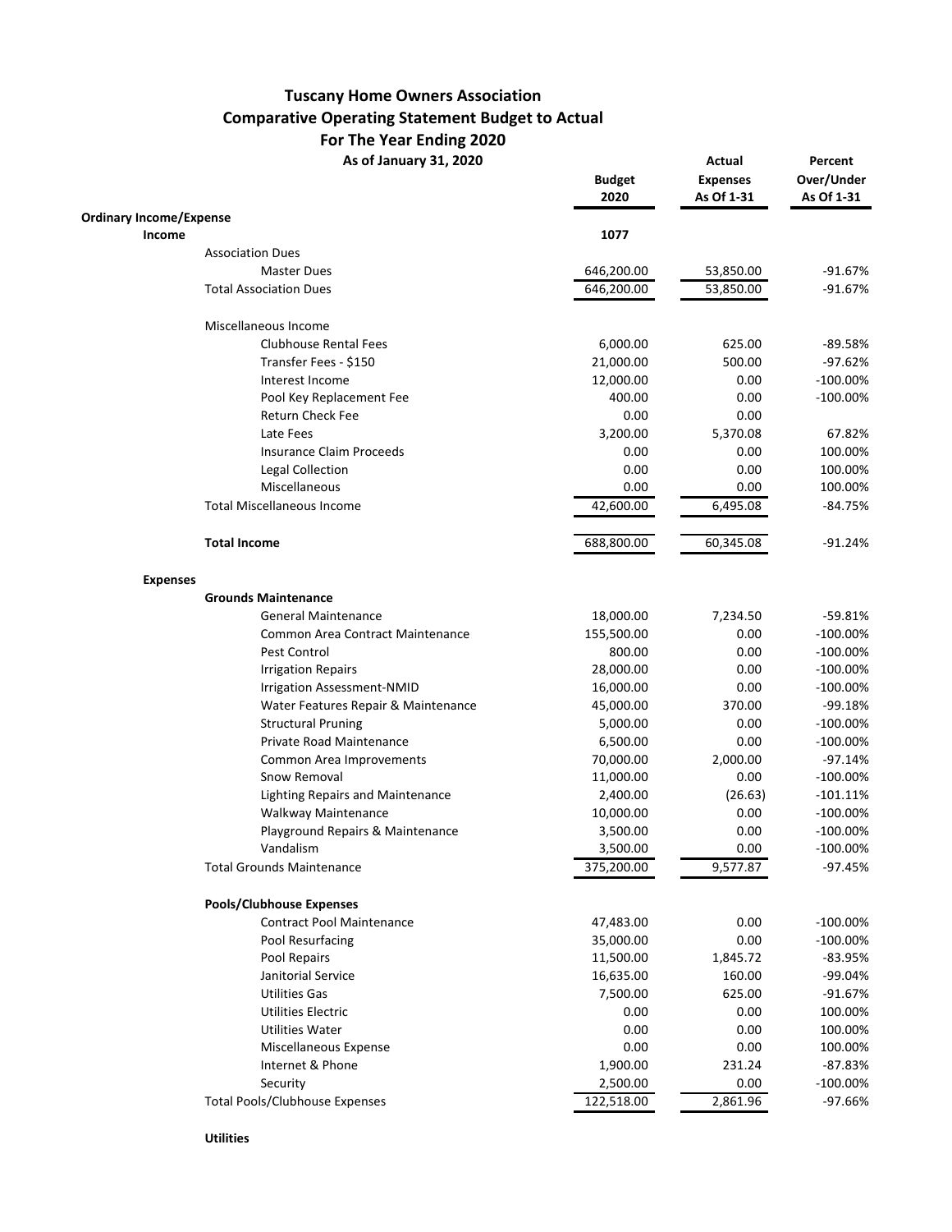# Tuscany Home Owners Association
## Comparative Operating Statement Budget to Actual
### For The Year Ending 2020
#### As of January 31, 2020

| | Budget 2020 | Actual Expenses As Of 1-31 | Percent Over/Under As Of 1-31 |
|---|---|---|---|
| **Ordinary Income/Expense** | | | |
| **Income** | **1077** | | |
| Association Dues | | | |
| Master Dues | 646,200.00 | 53,850.00 | -91.67% |
| Total Association Dues | 646,200.00 | 53,850.00 | -91.67% |
| Miscellaneous Income | | | |
| Clubhouse Rental Fees | 6,000.00 | 625.00 | -89.58% |
| Transfer Fees - $150 | 21,000.00 | 500.00 | -97.62% |
| Interest Income | 12,000.00 | 0.00 | -100.00% |
| Pool Key Replacement Fee | 400.00 | 0.00 | -100.00% |
| Return Check Fee | 0.00 | 0.00 | |
| Late Fees | 3,200.00 | 5,370.08 | 67.82% |
| Insurance Claim Proceeds | 0.00 | 0.00 | 100.00% |
| Legal Collection | 0.00 | 0.00 | 100.00% |
| Miscellaneous | 0.00 | 0.00 | 100.00% |
| Total Miscellaneous Income | 42,600.00 | 6,495.08 | -84.75% |
| **Total Income** | 688,800.00 | 60,345.08 | -91.24% |
| **Expenses** | | | |
| **Grounds Maintenance** | | | |
| General Maintenance | 18,000.00 | 7,234.50 | -59.81% |
| Common Area Contract Maintenance | 155,500.00 | 0.00 | -100.00% |
| Pest Control | 800.00 | 0.00 | -100.00% |
| Irrigation Repairs | 28,000.00 | 0.00 | -100.00% |
| Irrigation Assessment-NMID | 16,000.00 | 0.00 | -100.00% |
| Water Features Repair & Maintenance | 45,000.00 | 370.00 | -99.18% |
| Structural Pruning | 5,000.00 | 0.00 | -100.00% |
| Private Road Maintenance | 6,500.00 | 0.00 | -100.00% |
| Common Area Improvements | 70,000.00 | 2,000.00 | -97.14% |
| Snow Removal | 11,000.00 | 0.00 | -100.00% |
| Lighting Repairs and Maintenance | 2,400.00 | (26.63) | -101.11% |
| Walkway Maintenance | 10,000.00 | 0.00 | -100.00% |
| Playground Repairs & Maintenance | 3,500.00 | 0.00 | -100.00% |
| Vandalism | 3,500.00 | 0.00 | -100.00% |
| Total Grounds Maintenance | 375,200.00 | 9,577.87 | -97.45% |
| **Pools/Clubhouse Expenses** | | | |
| Contract Pool Maintenance | 47,483.00 | 0.00 | -100.00% |
| Pool Resurfacing | 35,000.00 | 0.00 | -100.00% |
| Pool Repairs | 11,500.00 | 1,845.72 | -83.95% |
| Janitorial Service | 16,635.00 | 160.00 | -99.04% |
| Utilities Gas | 7,500.00 | 625.00 | -91.67% |
| Utilities Electric | 0.00 | 0.00 | 100.00% |
| Utilities Water | 0.00 | 0.00 | 100.00% |
| Miscellaneous Expense | 0.00 | 0.00 | 100.00% |
| Internet & Phone | 1,900.00 | 231.24 | -87.83% |
| Security | 2,500.00 | 0.00 | -100.00% |
| Total Pools/Clubhouse Expenses | 122,518.00 | 2,861.96 | -97.66% |
| **Utilities** | | | |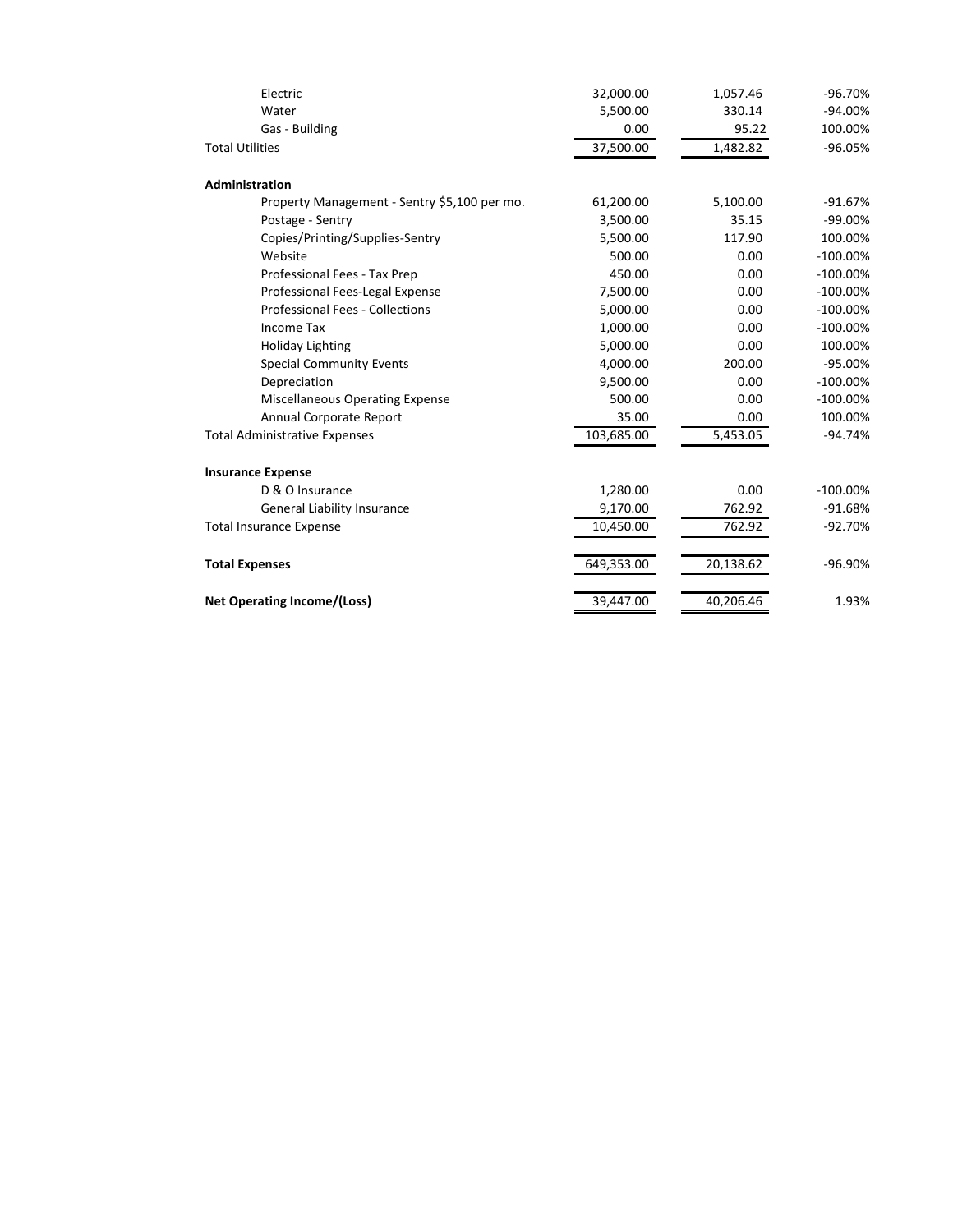| | | | |
|---|---|---|---|
| Electric | 32,000.00 | 1,057.46 | -96.70% |
| Water | 5,500.00 | 330.14 | -94.00% |
| Gas - Building | 0.00 | 95.22 | 100.00% |
| Total Utilities | 37,500.00 | 1,482.82 | -96.05% |
| | | | |
| **Administration** | | | |
| Property Management - Sentry $5,100 per mo. | 61,200.00 | 5,100.00 | -91.67% |
| Postage - Sentry | 3,500.00 | 35.15 | -99.00% |
| Copies/Printing/Supplies-Sentry | 5,500.00 | 117.90 | 100.00% |
| Website | 500.00 | 0.00 | -100.00% |
| Professional Fees - Tax Prep | 450.00 | 0.00 | -100.00% |
| Professional Fees-Legal Expense | 7,500.00 | 0.00 | -100.00% |
| Professional Fees - Collections | 5,000.00 | 0.00 | -100.00% |
| Income Tax | 1,000.00 | 0.00 | -100.00% |
| Holiday Lighting | 5,000.00 | 0.00 | 100.00% |
| Special Community Events | 4,000.00 | 200.00 | -95.00% |
| Depreciation | 9,500.00 | 0.00 | -100.00% |
| Miscellaneous Operating Expense | 500.00 | 0.00 | -100.00% |
| Annual Corporate Report | 35.00 | 0.00 | 100.00% |
| Total Administrative Expenses | 103,685.00 | 5,453.05 | -94.74% |
| | | | |
| **Insurance Expense** | | | |
| D & O Insurance | 1,280.00 | 0.00 | -100.00% |
| General Liability Insurance | 9,170.00 | 762.92 | -91.68% |
| Total Insurance Expense | 10,450.00 | 762.92 | -92.70% |
| | | | |
| **Total Expenses** | 649,353.00 | 20,138.62 | -96.90% |
| | | | |
| **Net Operating Income/(Loss)** | 39,447.00 | 40,206.46 | 1.93% |